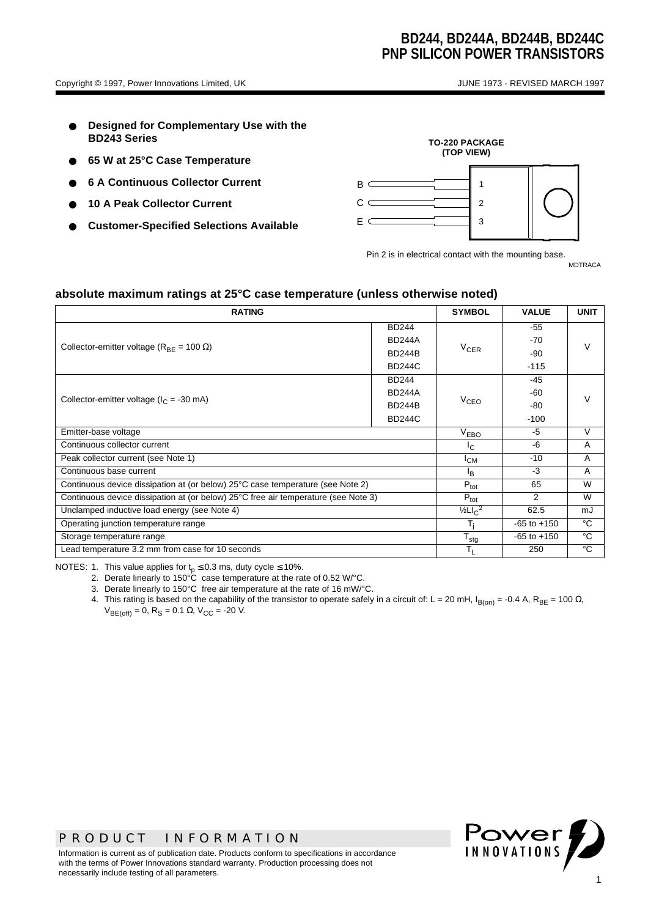# BD244, BD244A, BD244B, BD244C
# PNP SILICON POWER TRANSISTORS

Copyright © 1997, Power Innovations Limited, UK

JUNE 1973 - REVISED MARCH 1997

- **Designed for Complementary Use with the BD243 Series**
- **65 W at 25°C Case Temperature**
- **6 A Continuous Collector Current**
- **10 A Peak Collector Current**
- **Customer-Specified Selections Available**

**TO-220 PACKAGE (TOP VIEW)**

B 1
C 2
E 3

Pin 2 is in electrical contact with the mounting base.

MDTRACA

### absolute maximum ratings at 25°C case temperature (unless otherwise noted)

| RATING | | SYMBOL | VALUE | UNIT |
|---|---|---|---|---|
| Collector-emitter voltage ($R_{BE}$ = 100 Ω) | BD244 | $V_{CER}$ | -55 | V |
| | BD244A | | -70 | |
| | BD244B | | -90 | |
| | BD244C | | -115 | |
| Collector-emitter voltage ($I_C$ = -30 mA) | BD244 | $V_{CEO}$ | -45 | V |
| | BD244A | | -60 | |
| | BD244B | | -80 | |
| | BD244C | | -100 | |
| Emitter-base voltage | | $V_{EBO}$ | -5 | V |
| Continuous collector current | | $I_C$ | -6 | A |
| Peak collector current (see Note 1) | | $I_{CM}$ | -10 | A |
| Continuous base current | | $I_B$ | -3 | A |
| Continuous device dissipation at (or below) 25°C case temperature (see Note 2) | | $P_{tot}$ | 65 | W |
| Continuous device dissipation at (or below) 25°C free air temperature (see Note 3) | | $P_{tot}$ | 2 | W |
| Unclamped inductive load energy (see Note 4) | | $½LI_C^2$ | 62.5 | mJ |
| Operating junction temperature range | | $T_j$ | -65 to +150 | °C |
| Storage temperature range | | $T_{stg}$ | -65 to +150 | °C |
| Lead temperature 3.2 mm from case for 10 seconds | | $T_L$ | 250 | °C |

NOTES:
1. This value applies for $t_p \leq 0.3$ ms, duty cycle ≤ 10%.
2. Derate linearly to 150°C case temperature at the rate of 0.52 W/°C.
3. Derate linearly to 150°C free air temperature at the rate of 16 mW/°C.
4. This rating is based on the capability of the transistor to operate safely in a circuit of: L = 20 mH, $I_{B(on)}$ = -0.4 A, $R_{BE}$ = 100 Ω, $V_{BE(off)}$ = 0, $R_S$ = 0.1 Ω, $V_{CC}$ = -20 V.

PRODUCT INFORMATION

Information is current as of publication date. Products conform to specifications in accordance with the terms of Power Innovations standard warranty. Production processing does not necessarily include testing of all parameters.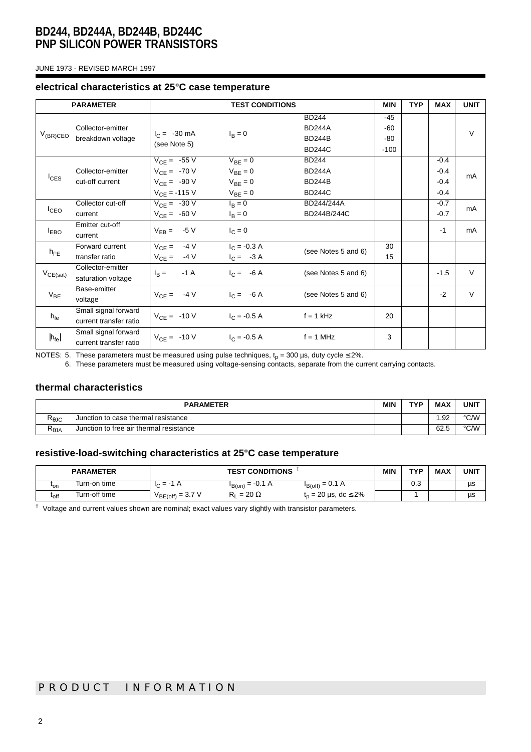## electrical characteristics at 25°C case temperature

| PARAMETER | | TEST CONDITIONS | | | MIN | TYP | MAX | UNIT |
|---|---|---|---|---|---|---|---|---|
| $V_{(BR)CEO}$ | Collector-emitter breakdown voltage | $I_C$ = -30 mA (see Note 5) | $I_B$ = 0 | BD244 | -45 | | | V |
| | | | | BD244A | -60 | | | |
| | | | | BD244B | -80 | | | |
| | | | | BD244C | -100 | | | |
| $I_{CES}$ | Collector-emitter cut-off current | $V_{CE}$ = -55 V | $V_{BE}$ = 0 | BD244 | | | -0.4 | mA |
| | | $V_{CE}$ = -70 V | $V_{BE}$ = 0 | BD244A | | | -0.4 | |
| | | $V_{CE}$ = -90 V | $V_{BE}$ = 0 | BD244B | | | -0.4 | |
| | | $V_{CE}$ = -115 V | $V_{BE}$ = 0 | BD244C | | | -0.4 | |
| $I_{CEO}$ | Collector cut-off current | $V_{CE}$ = -30 V | $I_B$ = 0 | BD244/244A | | | -0.7 | mA |
| | | $V_{CE}$ = -60 V | $I_B$ = 0 | BD244B/244C | | | -0.7 | |
| $I_{EBO}$ | Emitter cut-off current | $V_{EB}$ = -5 V | $I_C$ = 0 | | | | -1 | mA |
| $h_{FE}$ | Forward current transfer ratio | $V_{CE}$ = -4 V | $I_C$ = -0.3 A | (see Notes 5 and 6) | 30 | | | |
| | | $V_{CE}$ = -4 V | $I_C$ = -3 A | | 15 | | | |
| $V_{CE(sat)}$ | Collector-emitter saturation voltage | $I_B$ = -1 A | $I_C$ = -6 A | (see Notes 5 and 6) | | | -1.5 | V |
| $V_{BE}$ | Base-emitter voltage | $V_{CE}$ = -4 V | $I_C$ = -6 A | (see Notes 5 and 6) | | | -2 | V |
| $h_{fe}$ | Small signal forward current transfer ratio | $V_{CE}$ = -10 V | $I_C$ = -0.5 A | f = 1 kHz | 20 | | | |
| $\|h_{fe}\|$ | Small signal forward current transfer ratio | $V_{CE}$ = -10 V | $I_C$ = -0.5 A | f = 1 MHz | 3 | | | |

NOTES: 5. These parameters must be measured using pulse techniques, $t_p$ = 300 µs, duty cycle ≤ 2%.

6. These parameters must be measured using voltage-sensing contacts, separate from the current carrying contacts.

## thermal characteristics

| PARAMETER | | MIN | TYP | MAX | UNIT |
|---|---|---|---|---|---|
| $R_{\theta JC}$ | Junction to case thermal resistance | | | 1.92 | °C/W |
| $R_{\theta JA}$ | Junction to free air thermal resistance | | | 62.5 | °C/W |

## resistive-load-switching characteristics at 25°C case temperature

| PARAMETER | | TEST CONDITIONS † | | | MIN | TYP | MAX | UNIT |
|---|---|---|---|---|---|---|---|---|
| $t_{on}$ | Turn-on time | $I_C$ = -1 A | $I_{B(on)}$ = -0.1 A | $I_{B(off)}$ = 0.1 A | | 0.3 | | µs |
| $t_{off}$ | Turn-off time | $V_{BE(off)}$ = 3.7 V | $R_L$ = 20 Ω | $t_p$ = 20 µs, dc ≤ 2% | | 1 | | µs |

† Voltage and current values shown are nominal; exact values vary slightly with transistor parameters.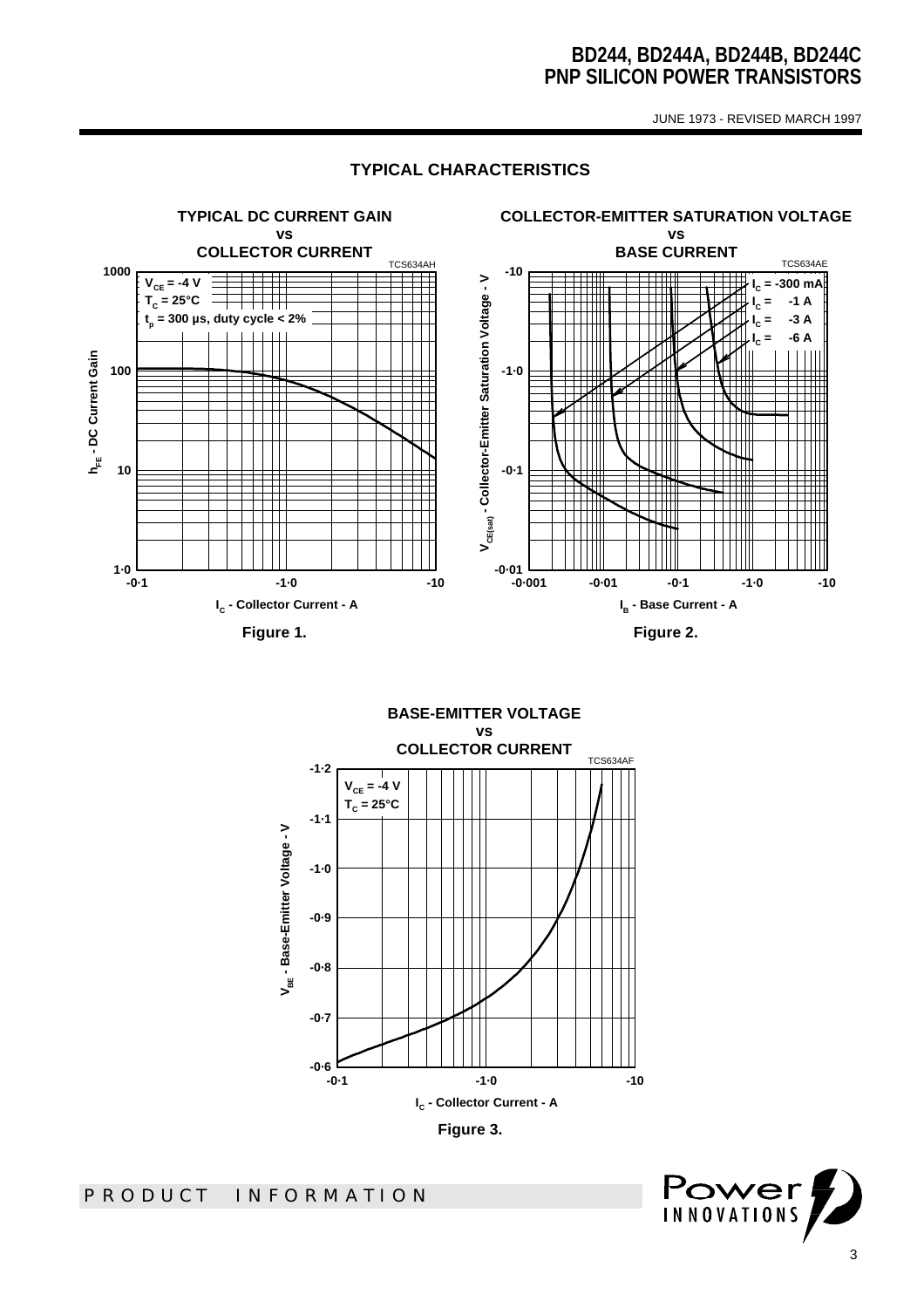## TYPICAL CHARACTERISTICS

**TYPICAL DC CURRENT GAIN vs COLLECTOR CURRENT**

TCS634AH

$V_{CE}$ = -4 V
$T_C$ = 25°C
$t_p$ = 300 µs, duty cycle < 2%

$h_{FE}$ - DC Current Gain

$I_C$ - Collector Current - A

Figure 1.

**COLLECTOR-EMITTER SATURATION VOLTAGE vs BASE CURRENT**

TCS634AE

$I_C$ = -300 mA
$I_C$ = -1 A
$I_C$ = -3 A
$I_C$ = -6 A

$V_{CE(sat)}$ - Collector-Emitter Saturation Voltage - V

$I_B$ - Base Current - A

Figure 2.

**BASE-EMITTER VOLTAGE vs COLLECTOR CURRENT**

TCS634AF

$V_{CE}$ = -4 V
$T_C$ = 25°C

$V_{BE}$ - Base-Emitter Voltage - V

$I_C$ - Collector Current - A

Figure 3.

PRODUCT INFORMATION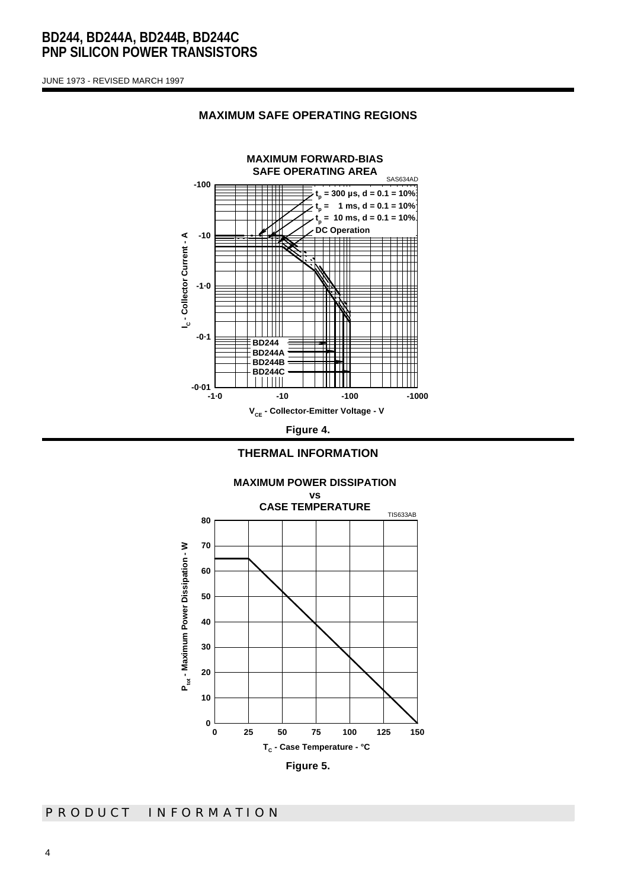## MAXIMUM SAFE OPERATING REGIONS

**MAXIMUM FORWARD-BIAS SAFE OPERATING AREA**

SAS634AD

$t_p$ = 300 µs, d = 0.1 = 10%
$t_p$ = 1 ms, d = 0.1 = 10%
$t_p$ = 10 ms, d = 0.1 = 10%
DC Operation

BD244
BD244A
BD244B
BD244C

$I_C$ - Collector Current - A

$V_{CE}$ - Collector-Emitter Voltage - V

**Figure 4.**

## THERMAL INFORMATION

**MAXIMUM POWER DISSIPATION vs CASE TEMPERATURE**

TIS633AB

$P_{tot}$ - Maximum Power Dissipation - W

$T_C$ - Case Temperature - °C

**Figure 5.**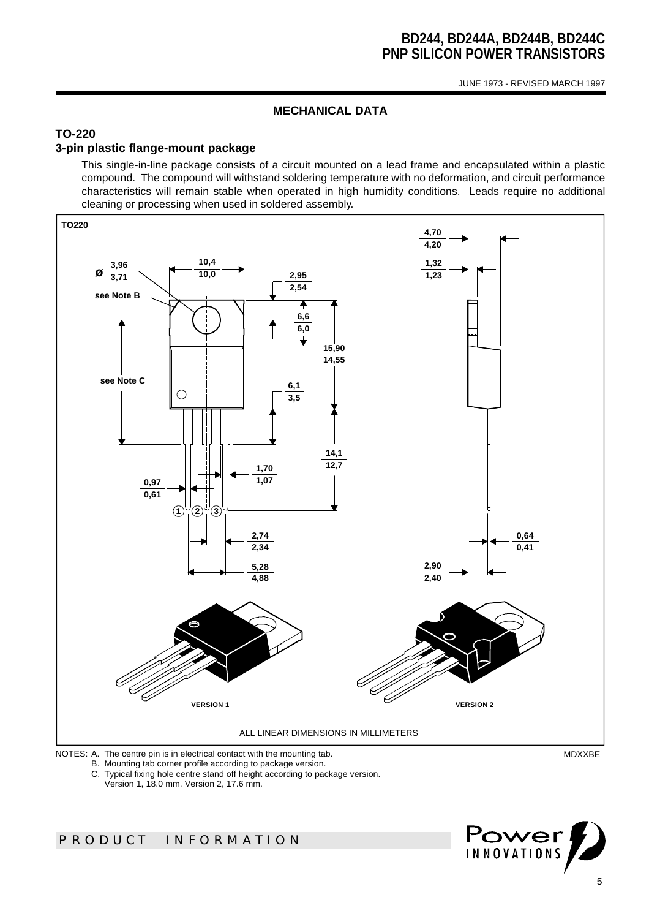## MECHANICAL DATA

### TO-220

### 3-pin plastic flange-mount package

This single-in-line package consists of a circuit mounted on a lead frame and encapsulated within a plastic compound. The compound will withstand soldering temperature with no deformation, and circuit performance characteristics will remain stable when operated in high humidity conditions. Leads require no additional cleaning or processing when used in soldered assembly.

TO220

ALL LINEAR DIMENSIONS IN MILLIMETERS

NOTES: A. The centre pin is in electrical contact with the mounting tab.
B. Mounting tab corner profile according to package version.
C. Typical fixing hole centre stand off height according to package version.
Version 1, 18.0 mm. Version 2, 17.6 mm.

MDXXBE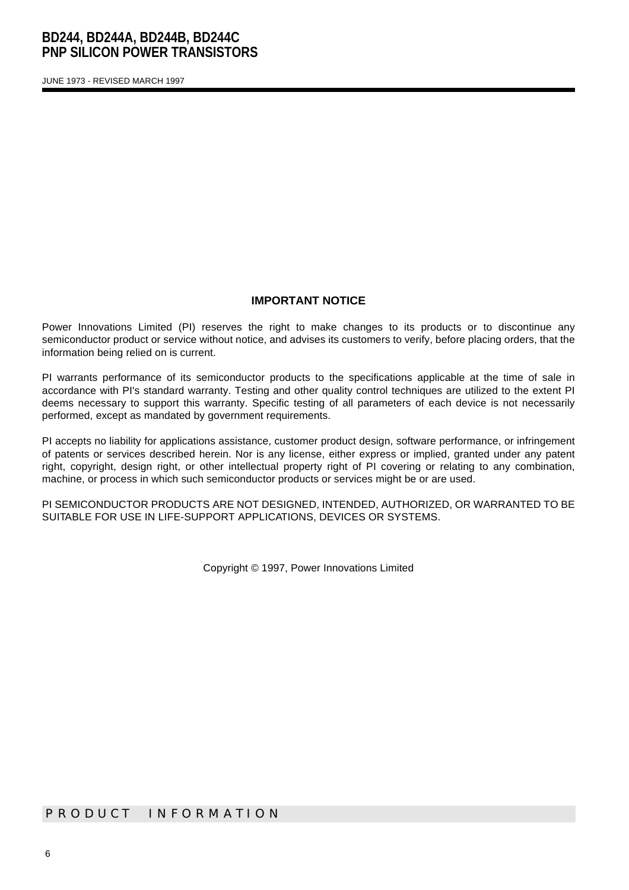## IMPORTANT NOTICE

Power Innovations Limited (PI) reserves the right to make changes to its products or to discontinue any semiconductor product or service without notice, and advises its customers to verify, before placing orders, that the information being relied on is current.

PI warrants performance of its semiconductor products to the specifications applicable at the time of sale in accordance with PI's standard warranty. Testing and other quality control techniques are utilized to the extent PI deems necessary to support this warranty. Specific testing of all parameters of each device is not necessarily performed, except as mandated by government requirements.

PI accepts no liability for applications assistance, customer product design, software performance, or infringement of patents or services described herein. Nor is any license, either express or implied, granted under any patent right, copyright, design right, or other intellectual property right of PI covering or relating to any combination, machine, or process in which such semiconductor products or services might be or are used.

PI SEMICONDUCTOR PRODUCTS ARE NOT DESIGNED, INTENDED, AUTHORIZED, OR WARRANTED TO BE SUITABLE FOR USE IN LIFE-SUPPORT APPLICATIONS, DEVICES OR SYSTEMS.

Copyright © 1997, Power Innovations Limited